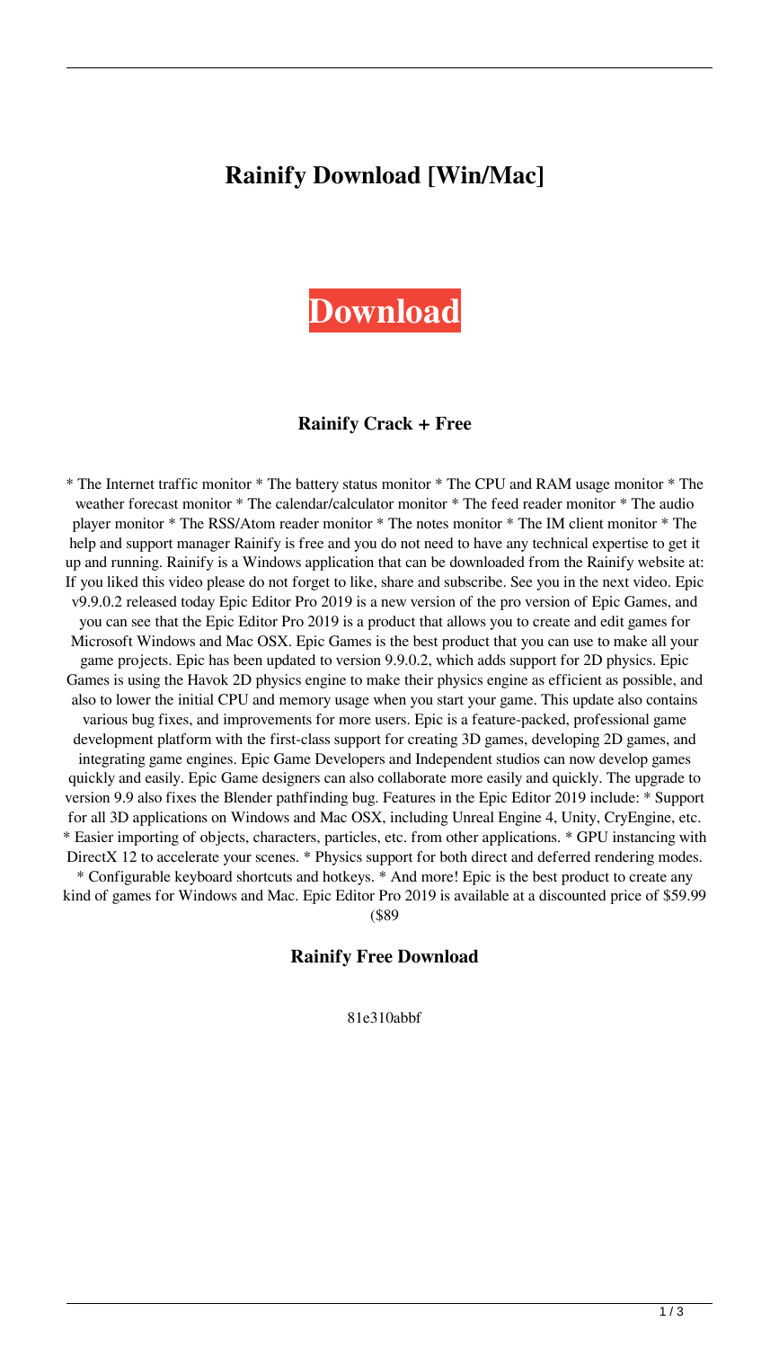# Rainify Download [Win/Mac]

**Download**

### Rainify Crack + Free

* The Internet traffic monitor * The battery status monitor * The CPU and RAM usage monitor * The weather forecast monitor * The calendar/calculator monitor * The feed reader monitor * The audio player monitor * The RSS/Atom reader monitor * The notes monitor * The IM client monitor * The help and support manager Rainify is free and you do not need to have any technical expertise to get it up and running. Rainify is a Windows application that can be downloaded from the Rainify website at: If you liked this video please do not forget to like, share and subscribe. See you in the next video. Epic v9.9.0.2 released today Epic Editor Pro 2019 is a new version of the pro version of Epic Games, and you can see that the Epic Editor Pro 2019 is a product that allows you to create and edit games for Microsoft Windows and Mac OSX. Epic Games is the best product that you can use to make all your game projects. Epic has been updated to version 9.9.0.2, which adds support for 2D physics. Epic Games is using the Havok 2D physics engine to make their physics engine as efficient as possible, and also to lower the initial CPU and memory usage when you start your game. This update also contains various bug fixes, and improvements for more users. Epic is a feature-packed, professional game development platform with the first-class support for creating 3D games, developing 2D games, and integrating game engines. Epic Game Developers and Independent studios can now develop games quickly and easily. Epic Game designers can also collaborate more easily and quickly. The upgrade to version 9.9 also fixes the Blender pathfinding bug. Features in the Epic Editor 2019 include: * Support for all 3D applications on Windows and Mac OSX, including Unreal Engine 4, Unity, CryEngine, etc. * Easier importing of objects, characters, particles, etc. from other applications. * GPU instancing with DirectX 12 to accelerate your scenes. * Physics support for both direct and deferred rendering modes. * Configurable keyboard shortcuts and hotkeys. * And more! Epic is the best product to create any kind of games for Windows and Mac. Epic Editor Pro 2019 is available at a discounted price of $59.99 ($89

### Rainify Free Download

81e310abbf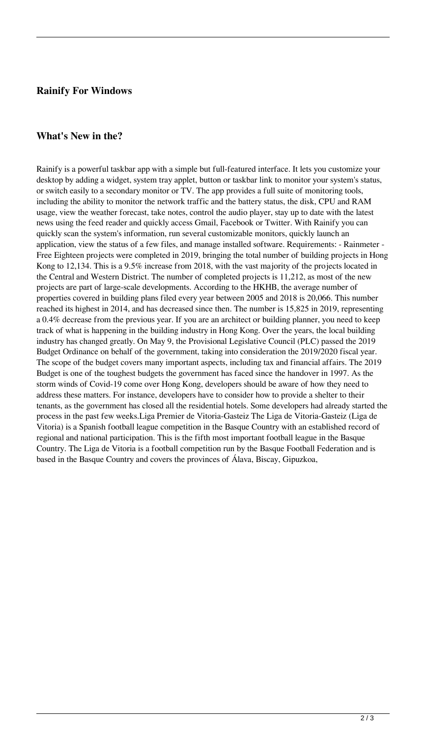### **Rainify For Windows**

### **What's New in the?**

Rainify is a powerful taskbar app with a simple but full-featured interface. It lets you customize your desktop by adding a widget, system tray applet, button or taskbar link to monitor your system's status, or switch easily to a secondary monitor or TV. The app provides a full suite of monitoring tools, including the ability to monitor the network traffic and the battery status, the disk, CPU and RAM usage, view the weather forecast, take notes, control the audio player, stay up to date with the latest news using the feed reader and quickly access Gmail, Facebook or Twitter. With Rainify you can quickly scan the system's information, run several customizable monitors, quickly launch an application, view the status of a few files, and manage installed software. Requirements: - Rainmeter - Free Eighteen projects were completed in 2019, bringing the total number of building projects in Hong Kong to 12,134. This is a 9.5% increase from 2018, with the vast majority of the projects located in the Central and Western District. The number of completed projects is 11,212, as most of the new projects are part of large-scale developments. According to the HKHB, the average number of properties covered in building plans filed every year between 2005 and 2018 is 20,066. This number reached its highest in 2014, and has decreased since then. The number is 15,825 in 2019, representing a 0.4% decrease from the previous year. If you are an architect or building planner, you need to keep track of what is happening in the building industry in Hong Kong. Over the years, the local building industry has changed greatly. On May 9, the Provisional Legislative Council (PLC) passed the 2019 Budget Ordinance on behalf of the government, taking into consideration the 2019/2020 fiscal year. The scope of the budget covers many important aspects, including tax and financial affairs. The 2019 Budget is one of the toughest budgets the government has faced since the handover in 1997. As the storm winds of Covid-19 come over Hong Kong, developers should be aware of how they need to address these matters. For instance, developers have to consider how to provide a shelter to their tenants, as the government has closed all the residential hotels. Some developers had already started the process in the past few weeks.Liga Premier de Vitoria-Gasteiz The Liga de Vitoria-Gasteiz (Liga de Vitoria) is a Spanish football league competition in the Basque Country with an established record of regional and national participation. This is the fifth most important football league in the Basque Country. The Liga de Vitoria is a football competition run by the Basque Football Federation and is based in the Basque Country and covers the provinces of Álava, Biscay, Gipuzkoa,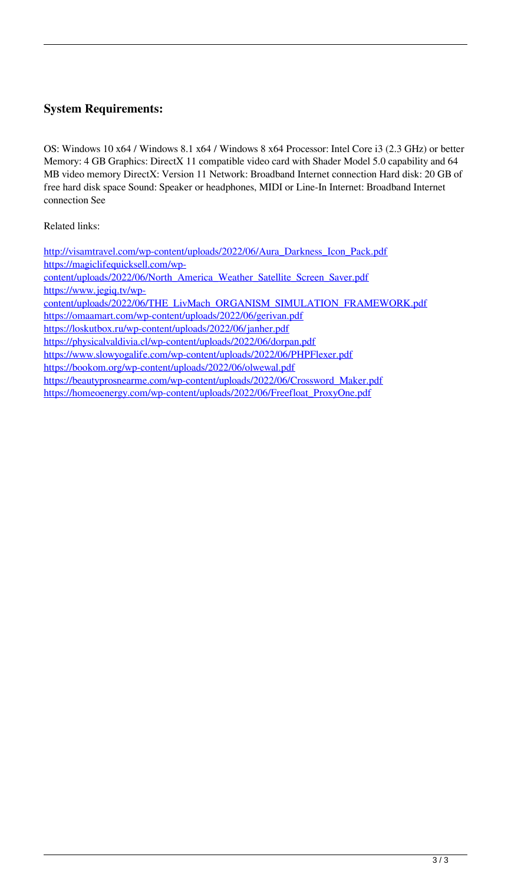## System Requirements:

OS: Windows 10 x64 / Windows 8.1 x64 / Windows 8 x64 Processor: Intel Core i3 (2.3 GHz) or better Memory: 4 GB Graphics: DirectX 11 compatible video card with Shader Model 5.0 capability and 64 MB video memory DirectX: Version 11 Network: Broadband Internet connection Hard disk: 20 GB of free hard disk space Sound: Speaker or headphones, MIDI or Line-In Internet: Broadband Internet connection See

Related links:

http://visamtravel.com/wp-content/uploads/2022/06/Aura_Darkness_Icon_Pack.pdf
https://magiclifequicksell.com/wp-content/uploads/2022/06/North_America_Weather_Satellite_Screen_Saver.pdf
https://www.jegiq.tv/wp-content/uploads/2022/06/THE_LivMach_ORGANISM_SIMULATION_FRAMEWORK.pdf
https://omaamart.com/wp-content/uploads/2022/06/gerivan.pdf
https://loskutbox.ru/wp-content/uploads/2022/06/janher.pdf
https://physicalvaldivia.cl/wp-content/uploads/2022/06/dorpan.pdf
https://www.slowyogalife.com/wp-content/uploads/2022/06/PHPFlexer.pdf
https://bookom.org/wp-content/uploads/2022/06/olwewal.pdf
https://beautyprosnearme.com/wp-content/uploads/2022/06/Crossword_Maker.pdf
https://homeoenergy.com/wp-content/uploads/2022/06/Freefloat_ProxyOne.pdf